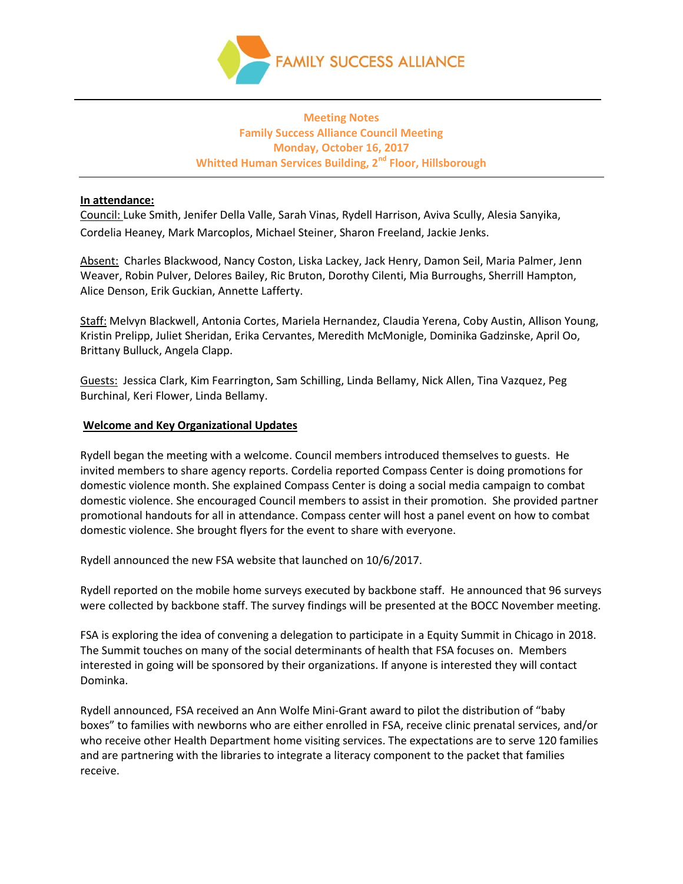FAMILY SUCCESS ALLIANCE

**Meeting Notes**
**Family Success Alliance Council Meeting**
**Monday, October 16, 2017**
**Whitted Human Services Building, 2nd Floor, Hillsborough**

**In attendance:**

Council: Luke Smith, Jenifer Della Valle, Sarah Vinas, Rydell Harrison, Aviva Scully, Alesia Sanyika, Cordelia Heaney, Mark Marcoplos, Michael Steiner, Sharon Freeland, Jackie Jenks.

Absent: Charles Blackwood, Nancy Coston, Liska Lackey, Jack Henry, Damon Seil, Maria Palmer, Jenn Weaver, Robin Pulver, Delores Bailey, Ric Bruton, Dorothy Cilenti, Mia Burroughs, Sherrill Hampton, Alice Denson, Erik Guckian, Annette Lafferty.

Staff: Melvyn Blackwell, Antonia Cortes, Mariela Hernandez, Claudia Yerena, Coby Austin, Allison Young, Kristin Prelipp, Juliet Sheridan, Erika Cervantes, Meredith McMonigle, Dominika Gadzinske, April Oo, Brittany Bulluck, Angela Clapp.

Guests: Jessica Clark, Kim Fearrington, Sam Schilling, Linda Bellamy, Nick Allen, Tina Vazquez, Peg Burchinal, Keri Flower, Linda Bellamy.

**Welcome and Key Organizational Updates**

Rydell began the meeting with a welcome. Council members introduced themselves to guests. He invited members to share agency reports. Cordelia reported Compass Center is doing promotions for domestic violence month. She explained Compass Center is doing a social media campaign to combat domestic violence. She encouraged Council members to assist in their promotion. She provided partner promotional handouts for all in attendance. Compass center will host a panel event on how to combat domestic violence. She brought flyers for the event to share with everyone.

Rydell announced the new FSA website that launched on 10/6/2017.

Rydell reported on the mobile home surveys executed by backbone staff. He announced that 96 surveys were collected by backbone staff. The survey findings will be presented at the BOCC November meeting.

FSA is exploring the idea of convening a delegation to participate in a Equity Summit in Chicago in 2018. The Summit touches on many of the social determinants of health that FSA focuses on. Members interested in going will be sponsored by their organizations. If anyone is interested they will contact Dominka.

Rydell announced, FSA received an Ann Wolfe Mini-Grant award to pilot the distribution of "baby boxes" to families with newborns who are either enrolled in FSA, receive clinic prenatal services, and/or who receive other Health Department home visiting services. The expectations are to serve 120 families and are partnering with the libraries to integrate a literacy component to the packet that families receive.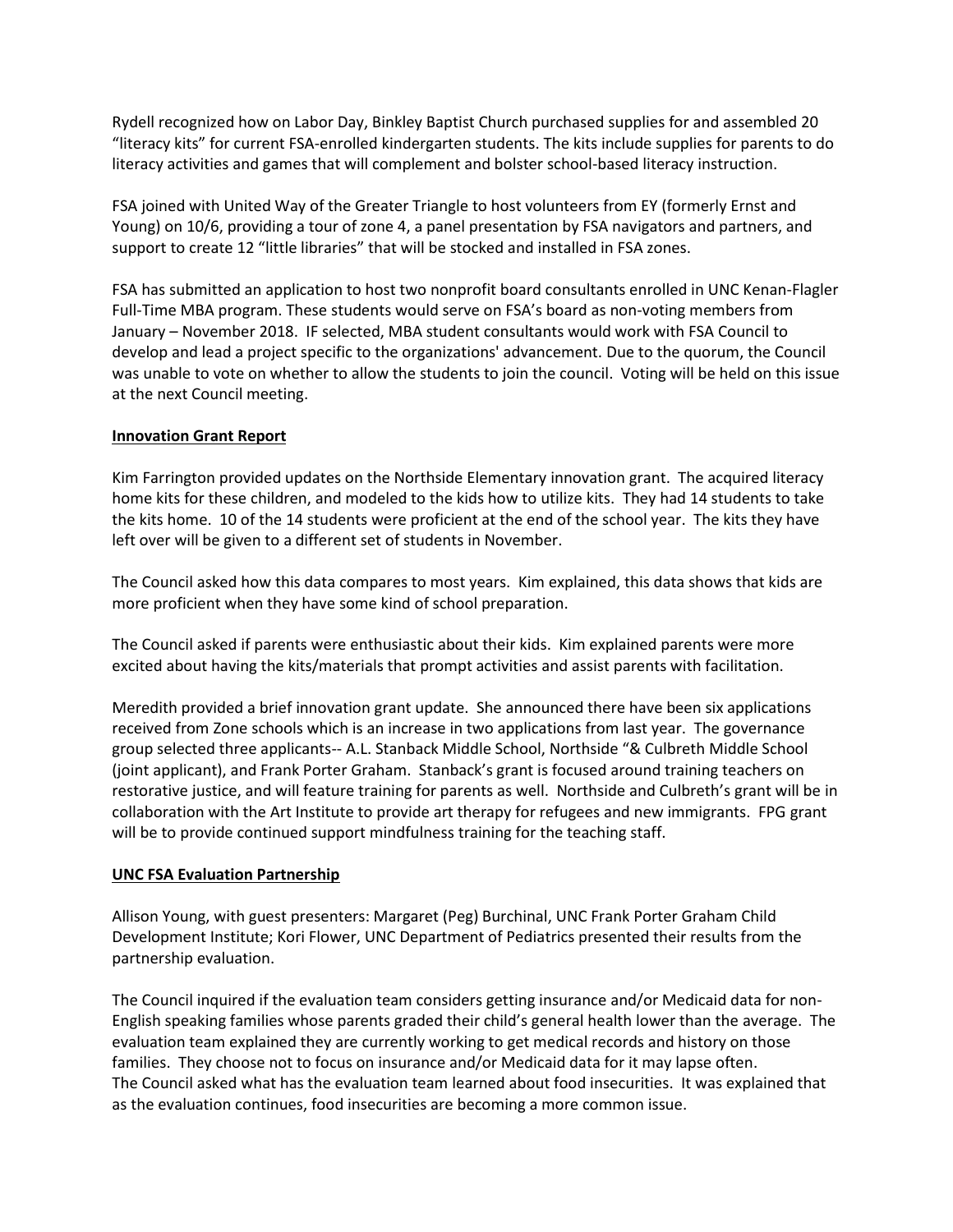Rydell recognized how on Labor Day, Binkley Baptist Church purchased supplies for and assembled 20 "literacy kits" for current FSA-enrolled kindergarten students. The kits include supplies for parents to do literacy activities and games that will complement and bolster school-based literacy instruction.

FSA joined with United Way of the Greater Triangle to host volunteers from EY (formerly Ernst and Young) on 10/6, providing a tour of zone 4, a panel presentation by FSA navigators and partners, and support to create 12 "little libraries" that will be stocked and installed in FSA zones.

FSA has submitted an application to host two nonprofit board consultants enrolled in UNC Kenan-Flagler Full-Time MBA program. These students would serve on FSA's board as non-voting members from January – November 2018. IF selected, MBA student consultants would work with FSA Council to develop and lead a project specific to the organizations' advancement. Due to the quorum, the Council was unable to vote on whether to allow the students to join the council. Voting will be held on this issue at the next Council meeting.

**Innovation Grant Report**

Kim Farrington provided updates on the Northside Elementary innovation grant. The acquired literacy home kits for these children, and modeled to the kids how to utilize kits. They had 14 students to take the kits home. 10 of the 14 students were proficient at the end of the school year. The kits they have left over will be given to a different set of students in November.

The Council asked how this data compares to most years. Kim explained, this data shows that kids are more proficient when they have some kind of school preparation.

The Council asked if parents were enthusiastic about their kids. Kim explained parents were more excited about having the kits/materials that prompt activities and assist parents with facilitation.

Meredith provided a brief innovation grant update. She announced there have been six applications received from Zone schools which is an increase in two applications from last year. The governance group selected three applicants-- A.L. Stanback Middle School, Northside "& Culbreth Middle School (joint applicant), and Frank Porter Graham. Stanback's grant is focused around training teachers on restorative justice, and will feature training for parents as well. Northside and Culbreth's grant will be in collaboration with the Art Institute to provide art therapy for refugees and new immigrants. FPG grant will be to provide continued support mindfulness training for the teaching staff.

**UNC FSA Evaluation Partnership**

Allison Young, with guest presenters: Margaret (Peg) Burchinal, UNC Frank Porter Graham Child Development Institute; Kori Flower, UNC Department of Pediatrics presented their results from the partnership evaluation.

The Council inquired if the evaluation team considers getting insurance and/or Medicaid data for non-English speaking families whose parents graded their child's general health lower than the average. The evaluation team explained they are currently working to get medical records and history on those families. They choose not to focus on insurance and/or Medicaid data for it may lapse often.
The Council asked what has the evaluation team learned about food insecurities. It was explained that as the evaluation continues, food insecurities are becoming a more common issue.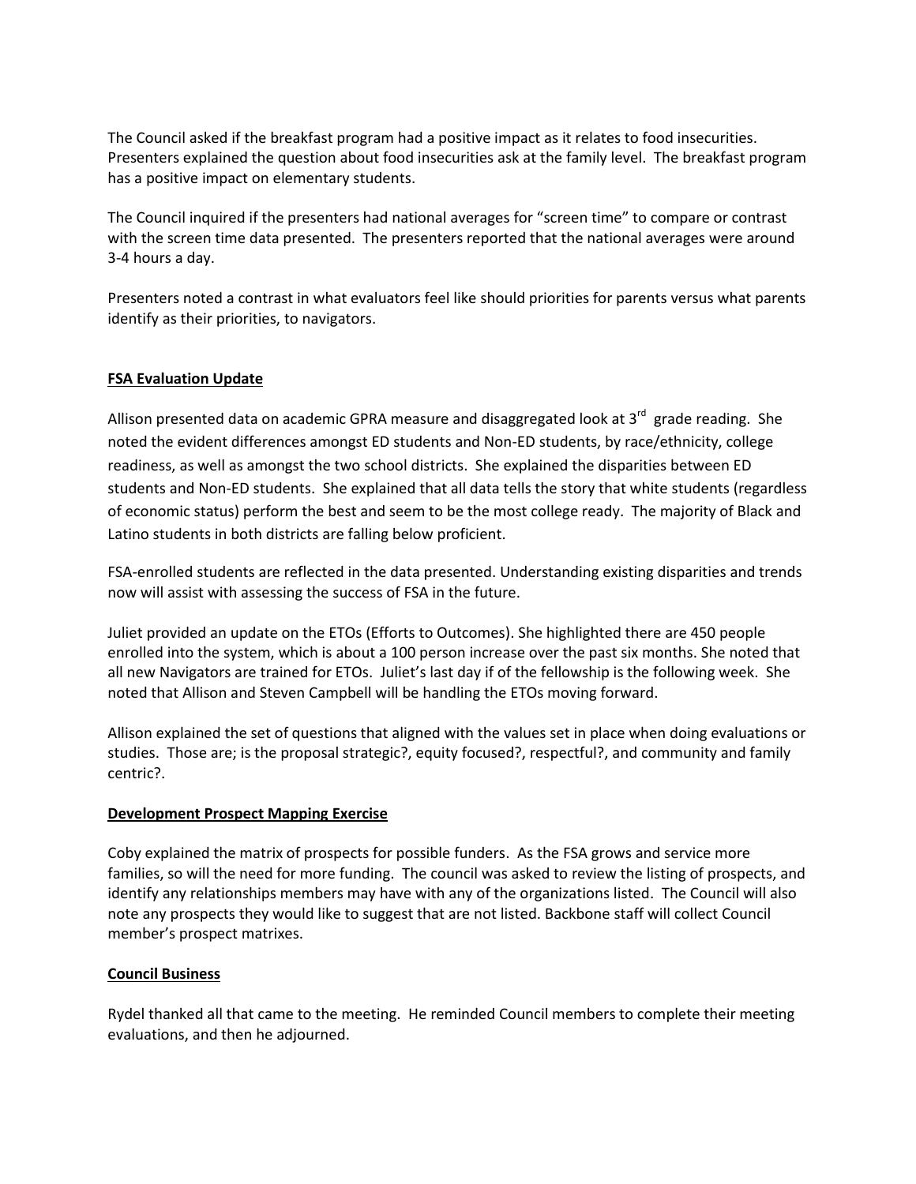The Council asked if the breakfast program had a positive impact as it relates to food insecurities. Presenters explained the question about food insecurities ask at the family level. The breakfast program has a positive impact on elementary students.

The Council inquired if the presenters had national averages for "screen time" to compare or contrast with the screen time data presented. The presenters reported that the national averages were around 3-4 hours a day.

Presenters noted a contrast in what evaluators feel like should priorities for parents versus what parents identify as their priorities, to navigators.

## FSA Evaluation Update

Allison presented data on academic GPRA measure and disaggregated look at 3rd grade reading. She noted the evident differences amongst ED students and Non-ED students, by race/ethnicity, college readiness, as well as amongst the two school districts. She explained the disparities between ED students and Non-ED students. She explained that all data tells the story that white students (regardless of economic status) perform the best and seem to be the most college ready. The majority of Black and Latino students in both districts are falling below proficient.

FSA-enrolled students are reflected in the data presented. Understanding existing disparities and trends now will assist with assessing the success of FSA in the future.

Juliet provided an update on the ETOs (Efforts to Outcomes). She highlighted there are 450 people enrolled into the system, which is about a 100 person increase over the past six months. She noted that all new Navigators are trained for ETOs. Juliet's last day if of the fellowship is the following week. She noted that Allison and Steven Campbell will be handling the ETOs moving forward.

Allison explained the set of questions that aligned with the values set in place when doing evaluations or studies. Those are; is the proposal strategic?, equity focused?, respectful?, and community and family centric?.

## Development Prospect Mapping Exercise

Coby explained the matrix of prospects for possible funders. As the FSA grows and service more families, so will the need for more funding. The council was asked to review the listing of prospects, and identify any relationships members may have with any of the organizations listed. The Council will also note any prospects they would like to suggest that are not listed. Backbone staff will collect Council member's prospect matrixes.

## Council Business

Rydel thanked all that came to the meeting. He reminded Council members to complete their meeting evaluations, and then he adjourned.